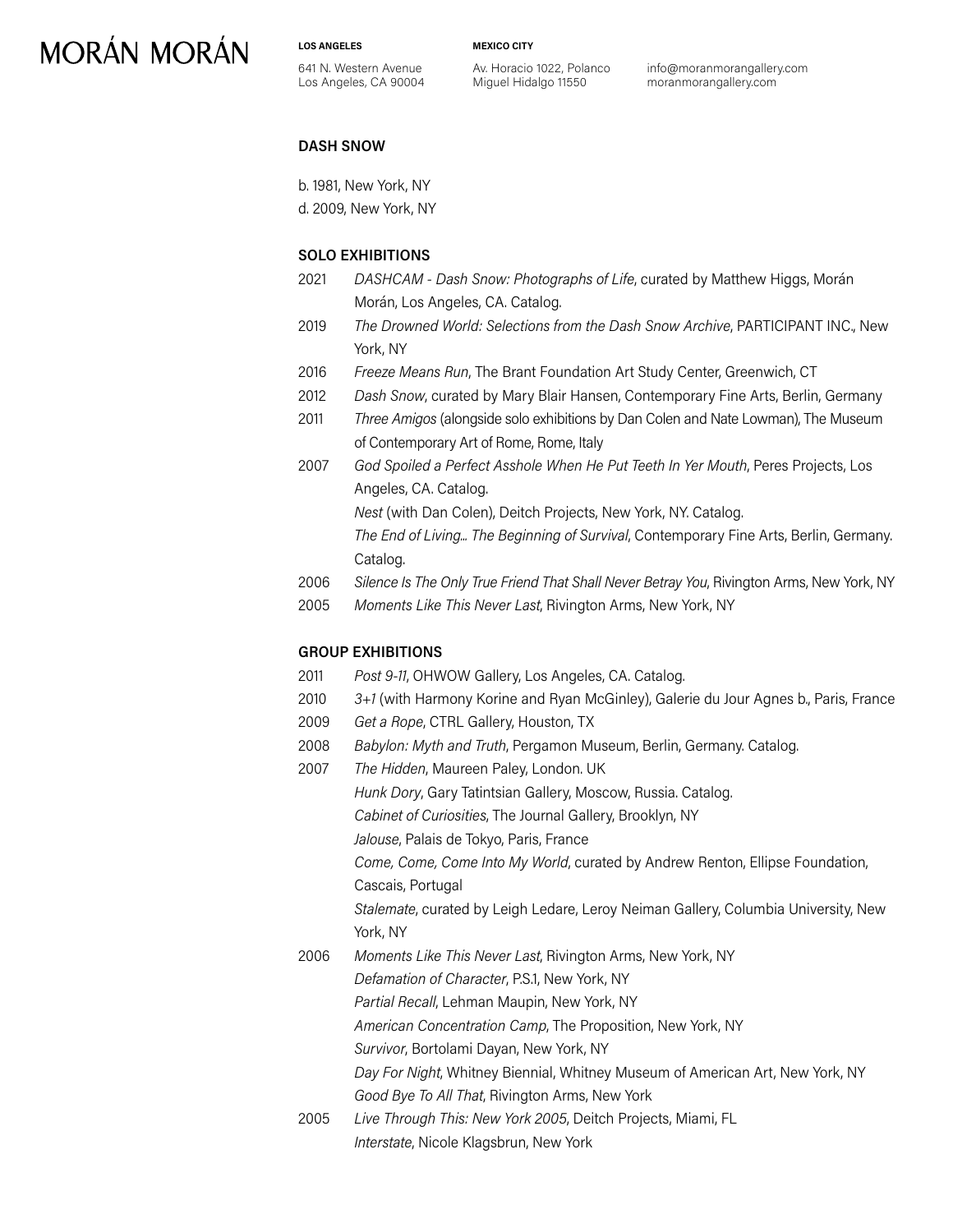MORÁN MORÁN

**LOS ANGELES**
641 N. Western Avenue
Los Angeles, CA 90004

**MEXICO CITY**
Av. Horacio 1022, Polanco
Miguel Hidalgo 11550

info@moranmorangallery.com
moranmorangallery.com

## DASH SNOW

b. 1981, New York, NY
d. 2009, New York, NY

### SOLO EXHIBITIONS

2021 *DASHCAM - Dash Snow: Photographs of Life*, curated by Matthew Higgs, Morán Morán, Los Angeles, CA. Catalog.

2019 *The Drowned World: Selections from the Dash Snow Archive*, PARTICIPANT INC., New York, NY

2016 *Freeze Means Run*, The Brant Foundation Art Study Center, Greenwich, CT

2012 *Dash Snow*, curated by Mary Blair Hansen, Contemporary Fine Arts, Berlin, Germany

2011 *Three Amigos* (alongside solo exhibitions by Dan Colen and Nate Lowman), The Museum of Contemporary Art of Rome, Rome, Italy

2007 *God Spoiled a Perfect Asshole When He Put Teeth In Yer Mouth*, Peres Projects, Los Angeles, CA. Catalog.
*Nest* (with Dan Colen), Deitch Projects, New York, NY. Catalog.
*The End of Living... The Beginning of Survival*, Contemporary Fine Arts, Berlin, Germany. Catalog.

2006 *Silence Is The Only True Friend That Shall Never Betray You*, Rivington Arms, New York, NY

2005 *Moments Like This Never Last*, Rivington Arms, New York, NY

### GROUP EXHIBITIONS

2011 *Post 9-11*, OHWOW Gallery, Los Angeles, CA. Catalog.

2010 *3+1* (with Harmony Korine and Ryan McGinley), Galerie du Jour Agnes b., Paris, France

2009 *Get a Rope*, CTRL Gallery, Houston, TX

2008 *Babylon: Myth and Truth*, Pergamon Museum, Berlin, Germany. Catalog.

2007 *The Hidden*, Maureen Paley, London. UK
*Hunk Dory*, Gary Tatintsian Gallery, Moscow, Russia. Catalog.
*Cabinet of Curiosities*, The Journal Gallery, Brooklyn, NY
*Jalouse*, Palais de Tokyo, Paris, France
*Come, Come, Come Into My World*, curated by Andrew Renton, Ellipse Foundation, Cascais, Portugal
*Stalemate*, curated by Leigh Ledare, Leroy Neiman Gallery, Columbia University, New York, NY

2006 *Moments Like This Never Last*, Rivington Arms, New York, NY
*Defamation of Character*, P.S.1, New York, NY
*Partial Recall*, Lehman Maupin, New York, NY
*American Concentration Camp*, The Proposition, New York, NY
*Survivor*, Bortolami Dayan, New York, NY
*Day For Night*, Whitney Biennial, Whitney Museum of American Art, New York, NY
*Good Bye To All That*, Rivington Arms, New York

2005 *Live Through This: New York 2005*, Deitch Projects, Miami, FL
*Interstate*, Nicole Klagsbrun, New York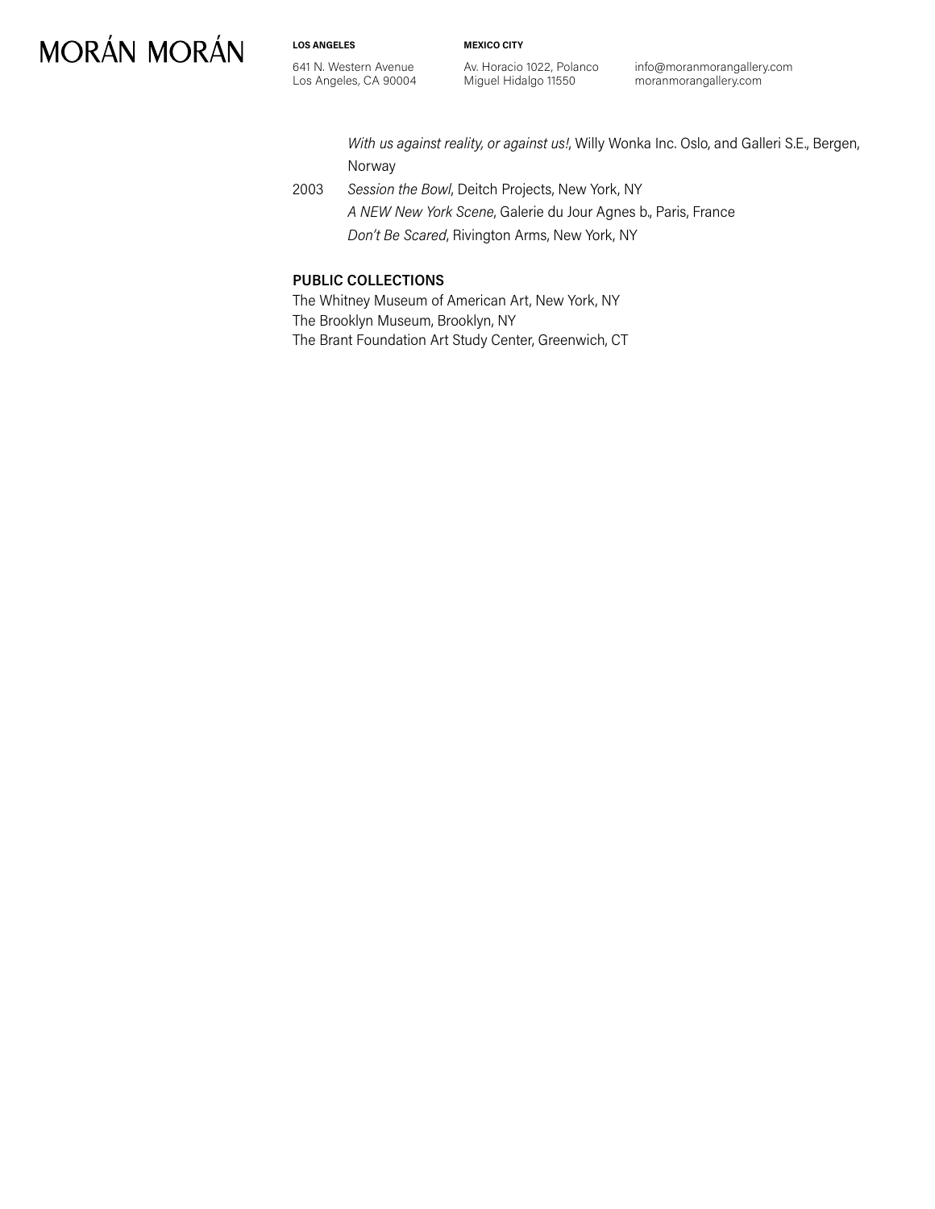*With us against reality, or against us!*, Willy Wonka Inc. Oslo, and Galleri S.E., Bergen, Norway

2003 *Session the Bowl*, Deitch Projects, New York, NY

*A NEW New York Scene*, Galerie du Jour Agnes b., Paris, France

*Don't Be Scared*, Rivington Arms, New York, NY

**PUBLIC COLLECTIONS**

The Whitney Museum of American Art, New York, NY
The Brooklyn Museum, Brooklyn, NY
The Brant Foundation Art Study Center, Greenwich, CT